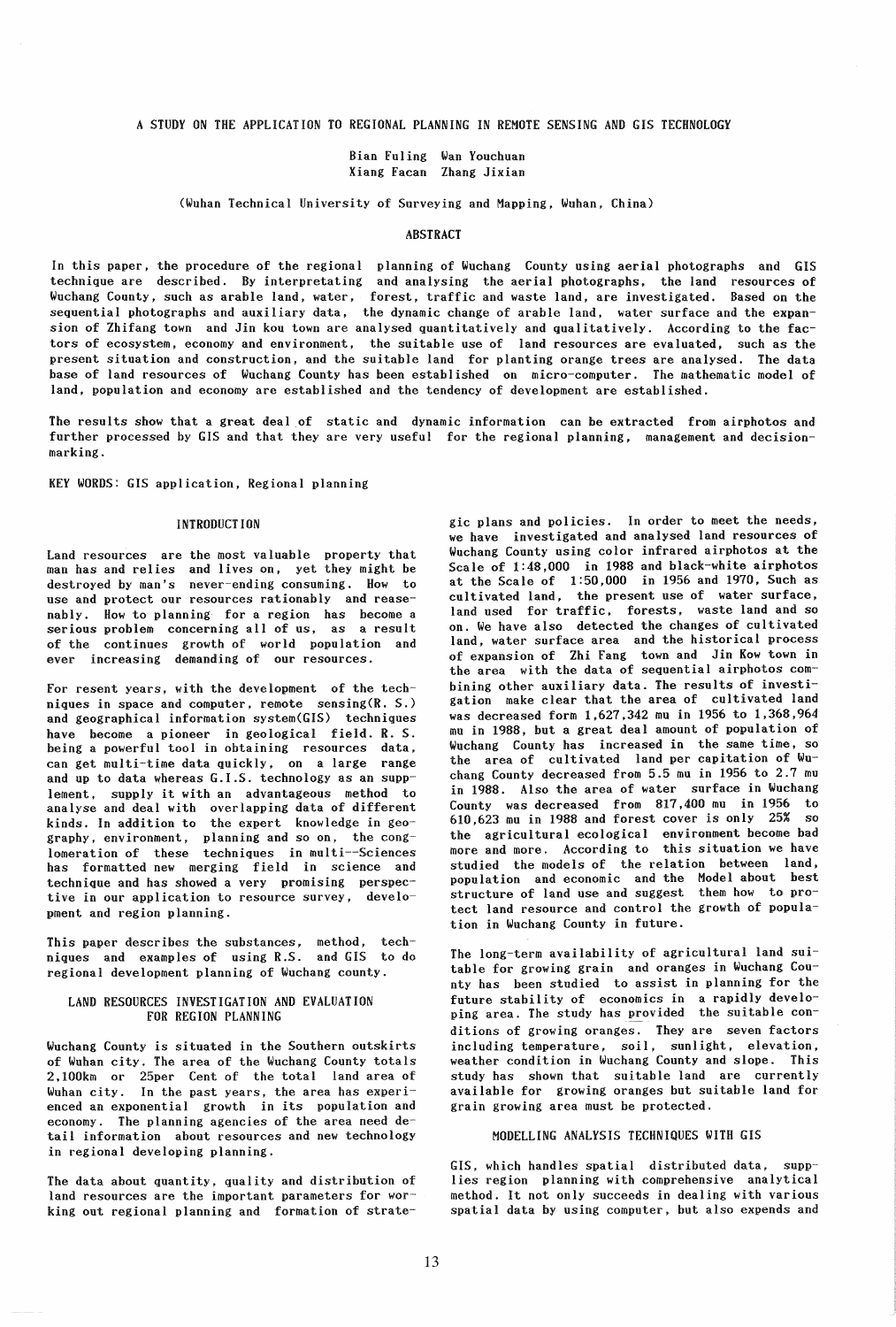# A STUDY ON THE APPLICATION TO REGIONAL PLANNING IN REMOTE SENSING AND GIS TECHNOLOGY

Bian Fuling Wan Youchuan
Xiang Facan Zhang Jixian

(Wuhan Technical University of Surveying and Mapping, Wuhan, China)

## ABSTRACT

In this paper, the procedure of the regional planning of Wuchang County using aerial photographs and GIS technique are described. By interpretating and analysing the aerial photographs, the land resources of Wuchang County, such as arable land, water, forest, traffic and waste land, are investigated. Based on the sequential photographs and auxiliary data, the dynamic change of arable land, water surface and the expansion of Zhifang town and Jin kou town are analysed quantitatively and qualitatively. According to the factors of ecosystem, economy and environment, the suitable use of land resources are evaluated, such as the present situation and construction, and the suitable land for planting orange trees are analysed. The data base of land resources of Wuchang County has been established on micro-computer. The mathematic model of land, population and economy are established and the tendency of development are established.

The results show that a great deal of static and dynamic information can be extracted from airphotos and further processed by GIS and that they are very useful for the regional planning, management and decision-marking.

KEY WORDS: GIS application, Regional planning

## INTRODUCTION

Land resources are the most valuable property that man has and relies and lives on, yet they might be destroyed by man's never-ending consuming. How to use and protect our resources rationably and reasenably. How to planning for a region has become a serious problem concerning all of us, as a result of the continues growth of world population and ever increasing demanding of our resources.

For resent years, with the development of the techniques in space and computer, remote sensing(R. S.) and geographical information system(GIS) techniques have become a pioneer in geological field. R. S. being a powerful tool in obtaining resources data, can get multi-time data quickly, on a large range and up to data whereas G.I.S. technology as an supplement, supply it with an advantageous method to analyse and deal with overlapping data of different kinds. In addition to the expert knowledge in geography, environment, planning and so on, the conglomeration of these techniques in multi--Sciences has formatted new merging field in science and technique and has showed a very promising perspective in our application to resource survey, development and region planning.

This paper describes the substances, method, techniques and examples of using R.S. and GIS to do regional development planning of Wuchang county.

## LAND RESOURCES INVESTIGATION AND EVALUATION FOR REGION PLANNING

Wuchang County is situated in the Southern outskirts of Wuhan city. The area of the Wuchang County totals 2,100km or 25per Cent of the total land area of Wuhan city. In the past years, the area has experienced an exponential growth in its population and economy. The planning agencies of the area need detail information about resources and new technology in regional developing planning.

The data about quantity, quality and distribution of land resources are the important parameters for working out regional planning and formation of strategic plans and policies. In order to meet the needs, we have investigated and analysed land resources of Wuchang County using color infrared airphotos at the Scale of 1:48,000 in 1988 and black-white airphotos at the Scale of 1:50,000 in 1956 and 1970, Such as cultivated land, the present use of water surface, land used for traffic, forests, waste land and so on. We have also detected the changes of cultivated land, water surface area and the historical process of expansion of Zhi Fang town and Jin Kow town in the area with the data of sequential airphotos combining other auxiliary data. The results of investigation make clear that the area of cultivated land was decreased form 1,627,342 mu in 1956 to 1,368,964 mu in 1988, but a great deal amount of population of Wuchang County has increased in the same time, so the area of cultivated land per capitation of Wuchang County decreased from 5.5 mu in 1956 to 2.7 mu in 1988. Also the area of water surface in Wuchang County was decreased from 817,400 mu in 1956 to 610,623 mu in 1988 and forest cover is only 25% so the agricultural ecological environment become bad more and more. According to this situation we have studied the models of the relation between land, population and economic and the Model about best structure of land use and suggest them how to protect land resource and control the growth of population in Wuchang County in future.

The long-term availability of agricultural land suitable for growing grain and oranges in Wuchang County has been studied to assist in planning for the future stability of economics in a rapidly developing area. The study has provided the suitable conditions of growing oranges. They are seven factors including temperature, soil, sunlight, elevation, weather condition in Wuchang County and slope. This study has shown that suitable land are currently available for growing oranges but suitable land for grain growing area must be protected.

## MODELLING ANALYSIS TECHNIQUES WITH GIS

GIS, which handles spatial distributed data, supplies region planning with comprehensive analytical method. It not only succeeds in dealing with various spatial data by using computer, but also expends and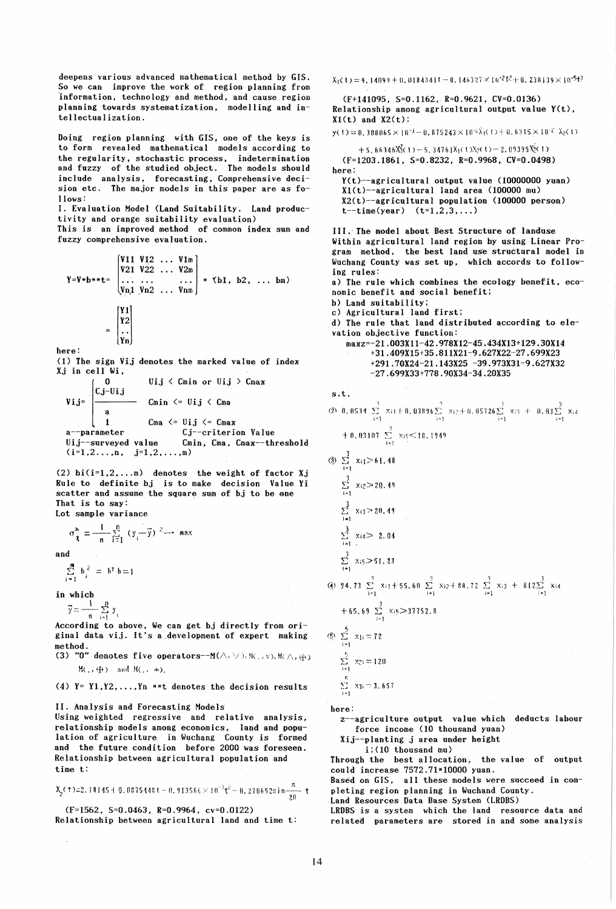deepens various advanced mathematical method by GIS. So we can improve the work of region planning from information, technology and method, and cause region planning towards systematization, modelling and intellectualization.

Doing region planning with GIS, one of the keys is to form revealed mathematical models according to the regularity, stochastic process, indetermination and fuzzy of the studied object. The models should include analysis, forecasting, Comprehensive decision etc. The major models in this paper are as follows:

I. Evaluation Model (Land Suitability. Land productivity and orange suitability evaluation)

This is an improved method of common index sum and fuzzy comprehensive evaluation.

$$Y=V*b**t=\begin{bmatrix} V11 & V12 & \ldots & V1m \\ V21 & V22 & \ldots & V2m \\ \ldots & \ldots & & \ldots \\ Vn1 & Vn2 & \ldots & Vnm \end{bmatrix} * (b1,\ b2,\ \ldots\ bm)$$

$$=\begin{bmatrix} Y1 \\ Y2 \\ \ldots \\ Yn \end{bmatrix}$$

here:

(1) The sign $V_{ij}$ denotes the marked value of index $X_j$ in cell $W_i$,

$$V_{ij}=\begin{cases} 0 & U_{ij} < C_{min} \text{ or } U_{ij} > C_{max} \\ \dfrac{C_j-U_{ij}}{a} & C_{min} <= U_{ij} < C_{ma} \\ 1 & C_{ma} <= U_{ij} <= C_{max} \end{cases}$$

a--parameter　　$C_j$--criterion Value

$U_{ij}$--surveyed value　　$C_{min}$, $C_{ma}$, $C_{max}$--threshold

$(i=1,2\ldots,n,\ j=1,2,\ldots,m)$

(2) $b_i(i=1,2,\ldots m)$ denotes the weight of factor $X_j$. Rule to definite $b_j$ is to make decision Value $Y_i$ scatter and assume the square sum of $b_j$ to be one. That is to say:

Lot sample variance

$$\sigma_{Y}^{2}=\frac{1}{n}\sum_{i=1}^{n}(y_i-\bar{y})^2 \longrightarrow \max$$

and

$$\sum_{j=1}^{m} b_j^2 = b^T b = 1$$

in which

$$\bar{y}=\frac{1}{n}\sum_{i=1}^{n} y_i$$

According to above, We can get $b_j$ directly from original data $v_{ij}$. It's a development of expert making method.

(3) "0" denotes five operators--$M(\wedge,\vee)$, $M(\cdot,\vee)$, $M(\wedge,\oplus)$, $M(\cdot,\oplus)$ and $M(\cdot,+)$.

(4) Y= Y1,Y2,...,Yn **t denotes the decision results

II. Analysis and Forecasting Models

Using weighted regressive and relative analysis, relationship models among economics, land and population of agriculture in Wuchang County is formed and the future condition before 2000 was foreseen.

Relationship between agricultural population and time t:

$$X_2(t)=2.18145+0.0075448t-0.913566\times10^{-3}t^2-0.270652\sin\frac{\pi}{20}t$$

(F=1562, S=0.0463, R=0.9964, cv=0.0122)

Relationship between agricultural land and time t:

$$X_1(t)=9.14099+0.0184341t-0.146327\times10^{-2}t^2+0.238139\times10^{-5}t^3$$

(F=141095, S=0.1162, R=0.9621, CV=0.0136)

Relationship among agricultural output value Y(t), X1(t) and X2(t):

$$y(t)=0.308065\times10^{-3}-0.675243\times10^{-2}X_1(t)+0.6315\times10^{-2}X_2(t)$$
$$+5.66346X_1^2(t)-5.34761X_1(t)X_2(t)-2.09395X_2^2(t)$$

(F=1203.1861, S=0.8232, R=0.9968, CV=0.0498)

here:

Y(t)--agricultural output value (10000000 yuan)

X1(t)--agricultural land area (100000 mu)

X2(t)--agricultural population (100000 person)

t--time(year) (t=1,2,3,...)

III. The model about Best Structure of landuse

Within agricultural land region by using Linear Program method, the best land use structural model in Wuchang County was set up, which accords to following rules:

a) The rule which combines the ecology benefit, economic benefit and social benefit;

b) Land suitability;

c) Agricultural land first;

d) The rule that land distributed according to elevation objective function:

$$\max z=-21.003X11-42.978X12-45.434X13+129.30X14+31.409X15+35.811X21-9.627X22-27.699X23+291.70X24-21.143X25-39.973X31-9.627X32-27.699X33+778.90X34-34.20X35$$

s.t.

② $$0.0534\sum_{i=1}^{3}x_{i1}+0.03896\sum_{i=1}^{3}x_{i2}+0.05726\sum_{i=1}^{3}x_{i3}+0.03\sum_{i=1}^{3}x_{i4}+0.03107\sum_{i=1}^{3}x_{i5}<10.1949$$

③ $$\sum_{i=1}^{3}x_{i1}>61.48$$
$$\sum_{i=1}^{3}x_{i2}>20.49$$
$$\sum_{i=1}^{3}x_{i3}>20.49$$
$$\sum_{i=1}^{3}x_{i4}>2.04$$
$$\sum_{i=1}^{3}x_{i5}>51.23$$

④ $$94.73\sum_{i=1}^{3}x_{i1}+55.60\sum_{i=1}^{3}x_{i2}+88.72\sum_{i=1}^{3}x_{i3}+812\sum_{i=1}^{3}x_{i4}+65.69\sum_{i=1}^{3}x_{i5}>37752.8$$

⑤ $$\sum_{i=1}^{5}x_{1i}=72$$
$$\sum_{i=1}^{5}x_{2i}=120$$
$$\sum_{i=1}^{5}x_{3i}=3.657$$

here:

z--agriculture output value which deducts labour force income (10 thousand yuan)

$X_{ij}$--planting j area under height i;(10 thousand mu)

Through the best allocation, the value of output could increase 7572.71*10000 yuan.

Based on GIS, all these models were succeed in completing region planning in Wuchang County.

Land Resources Data Base System (LRDBS)

LRDBS is a system which the land resource data and related parameters are stored in and some analysis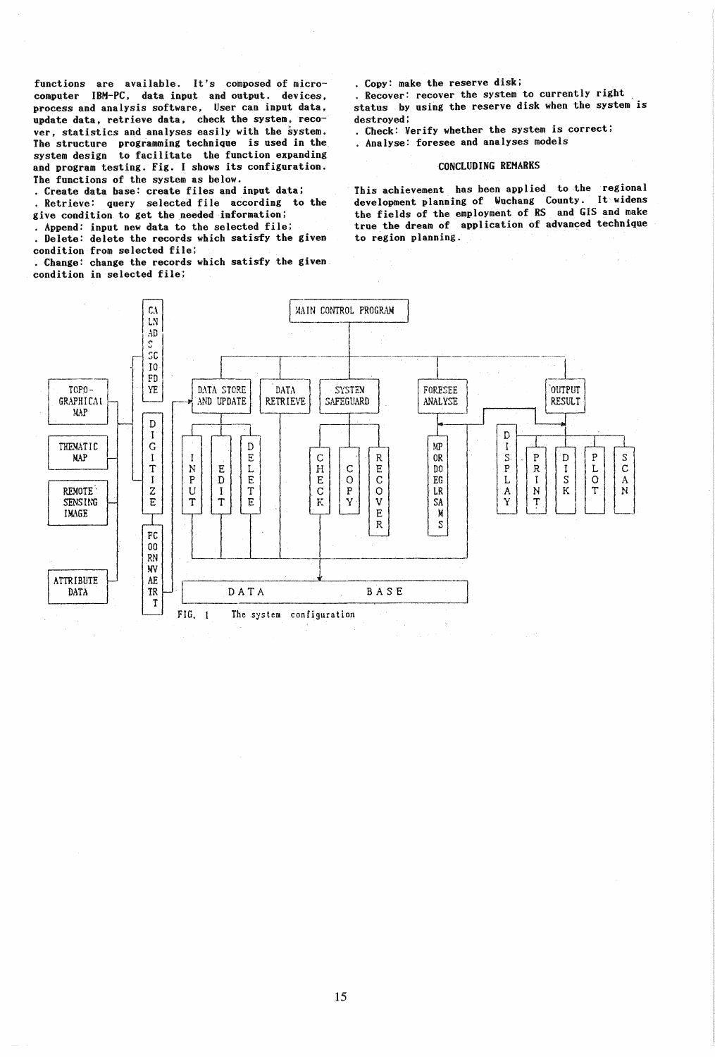functions are available. It's composed of micro-computer IBM-PC, data input and output. devices, process and analysis software, User can input data, update data, retrieve data, check the system, recover, statistics and analyses easily with the system. The structure programming technique is used in the system design to facilitate the function expanding and program testing. Fig. I shows its configuration. The functions of the system as below.

. Create data base: create files and input data;
. Retrieve: query selected file according to the give condition to get the needed information;
. Append: input new data to the selected file;
. Delete: delete the records which satisfy the given condition from selected file;
. Change: change the records which satisfy the given condition in selected file;
. Copy: make the reserve disk;
. Recover: recover the system to currently right status by using the reserve disk when the system is destroyed;
. Check: Verify whether the system is correct;
. Analyse: foresee and analyses models

## CONCLUDING REMARKS

This achievement has been applied to the regional development planning of Wuchang County. It widens the fields of the employment of RS and GIS and make true the dream of application of advanced technique to region planning.

MAIN CONTROL PROGRAM

TOPO-GRAPHICAL MAP

THEMATIC MAP

REMOTE SENSING IMAGE

ATTRIBUTE DATA

CA LN AD S SC IO FD YE

DIGITIZE

FC OO RN MV AE TR T

DATA STORE AND UPDATE

DATA RETRIEVE

SYSTEM SAFEGUARD

FORESEE ANALYSE

OUTPUT RESULT

INPUT

EDIT

DELETE

CHECK

COPY

RECOVER

MP OR DO EG LR SA M S

DISPLAY

PRINT

DISK

PLOT

SCAN

DATA BASE

FIG. 1 The system configuration